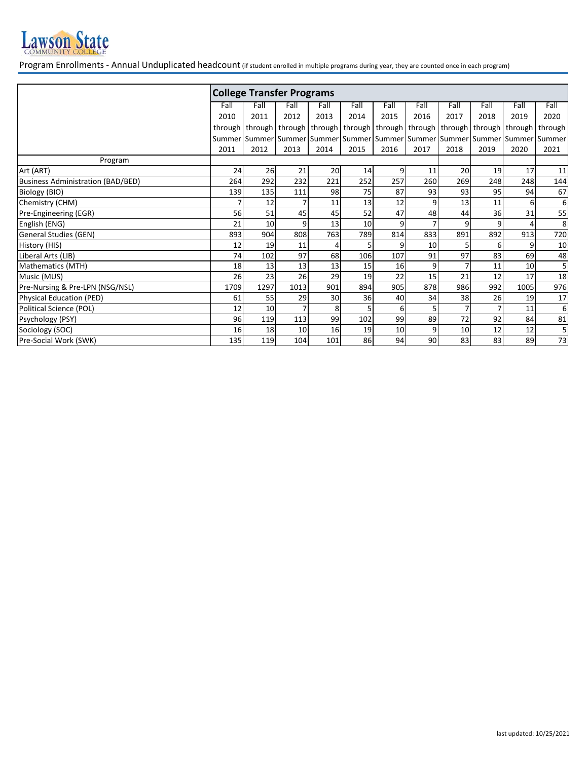Lawson State COMMUNITY COLLEGE

Program Enrollments - Annual Unduplicated headcount (if student enrolled in multiple programs during year, they are counted once in each program)

| | College Transfer Programs | | | | | | | | | | |
|---|---|---|---|---|---|---|---|---|---|---|---|
| | Fall 2010 through Summer 2011 | Fall 2011 through Summer 2012 | Fall 2012 through Summer 2013 | Fall 2013 through Summer 2014 | Fall 2014 through Summer 2015 | Fall 2015 through Summer 2016 | Fall 2016 through Summer 2017 | Fall 2017 through Summer 2018 | Fall 2018 through Summer 2019 | Fall 2019 through Summer 2020 | Fall 2020 through Summer 2021 |
| Program | | | | | | | | | | | |
| Art (ART) | 24 | 26 | 21 | 20 | 14 | 9 | 11 | 20 | 19 | 17 | 11 |
| Business Administration (BAD/BED) | 264 | 292 | 232 | 221 | 252 | 257 | 260 | 269 | 248 | 248 | 144 |
| Biology (BIO) | 139 | 135 | 111 | 98 | 75 | 87 | 93 | 93 | 95 | 94 | 67 |
| Chemistry (CHM) | 7 | 12 | 7 | 11 | 13 | 12 | 9 | 13 | 11 | 6 | 6 |
| Pre-Engineering (EGR) | 56 | 51 | 45 | 45 | 52 | 47 | 48 | 44 | 36 | 31 | 55 |
| English (ENG) | 21 | 10 | 9 | 13 | 10 | 9 | 7 | 9 | 9 | 4 | 8 |
| General Studies (GEN) | 893 | 904 | 808 | 763 | 789 | 814 | 833 | 891 | 892 | 913 | 720 |
| History (HIS) | 12 | 19 | 11 | 4 | 5 | 9 | 10 | 5 | 6 | 9 | 10 |
| Liberal Arts (LIB) | 74 | 102 | 97 | 68 | 106 | 107 | 91 | 97 | 83 | 69 | 48 |
| Mathematics (MTH) | 18 | 13 | 13 | 13 | 15 | 16 | 9 | 7 | 11 | 10 | 5 |
| Music (MUS) | 26 | 23 | 26 | 29 | 19 | 22 | 15 | 21 | 12 | 17 | 18 |
| Pre-Nursing & Pre-LPN (NSG/NSL) | 1709 | 1297 | 1013 | 901 | 894 | 905 | 878 | 986 | 992 | 1005 | 976 |
| Physical Education (PED) | 61 | 55 | 29 | 30 | 36 | 40 | 34 | 38 | 26 | 19 | 17 |
| Political Science (POL) | 12 | 10 | 7 | 8 | 5 | 6 | 5 | 7 | 7 | 11 | 6 |
| Psychology (PSY) | 96 | 119 | 113 | 99 | 102 | 99 | 89 | 72 | 92 | 84 | 81 |
| Sociology (SOC) | 16 | 18 | 10 | 16 | 19 | 10 | 9 | 10 | 12 | 12 | 5 |
| Pre-Social Work (SWK) | 135 | 119 | 104 | 101 | 86 | 94 | 90 | 83 | 83 | 89 | 73 |

last updated: 10/25/2021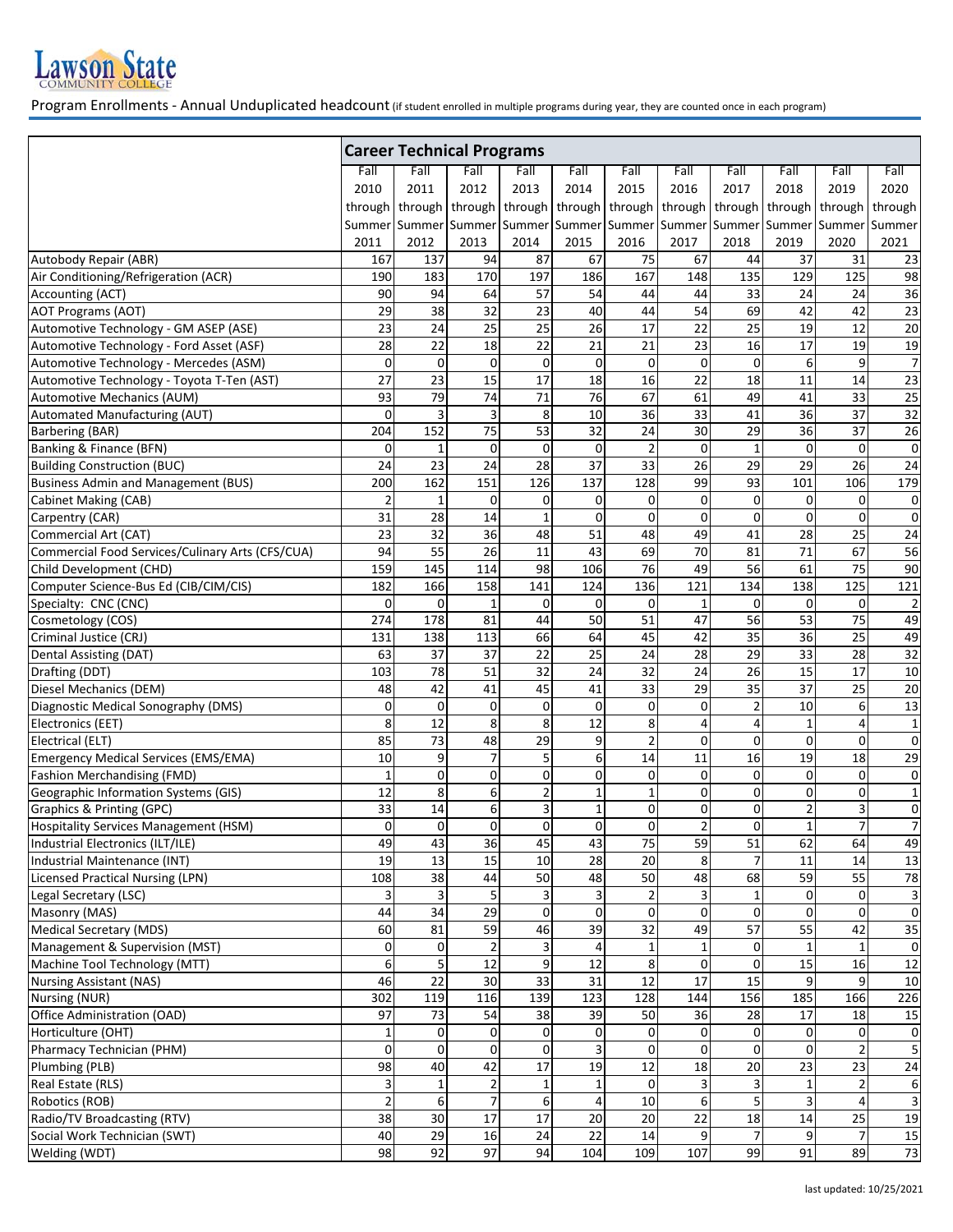Lawson State Community College

Program Enrollments - Annual Unduplicated headcount (if student enrolled in multiple programs during year, they are counted once in each program)

| | Career Technical Programs | | | | | | | | | | |
|---|---|---|---|---|---|---|---|---|---|---|---|
| | Fall 2010 through Summer 2011 | Fall 2011 through Summer 2012 | Fall 2012 through Summer 2013 | Fall 2013 through Summer 2014 | Fall 2014 through Summer 2015 | Fall 2015 through Summer 2016 | Fall 2016 through Summer 2017 | Fall 2017 through Summer 2018 | Fall 2018 through Summer 2019 | Fall 2019 through Summer 2020 | Fall 2020 through Summer 2021 |
| Autobody Repair (ABR) | 167 | 137 | 94 | 87 | 67 | 75 | 67 | 44 | 37 | 31 | 23 |
| Air Conditioning/Refrigeration (ACR) | 190 | 183 | 170 | 197 | 186 | 167 | 148 | 135 | 129 | 125 | 98 |
| Accounting (ACT) | 90 | 94 | 64 | 57 | 54 | 44 | 44 | 33 | 24 | 24 | 36 |
| AOT Programs (AOT) | 29 | 38 | 32 | 23 | 40 | 44 | 54 | 69 | 42 | 42 | 23 |
| Automotive Technology - GM ASEP (ASE) | 23 | 24 | 25 | 25 | 26 | 17 | 22 | 25 | 19 | 12 | 20 |
| Automotive Technology - Ford Asset (ASF) | 28 | 22 | 18 | 22 | 21 | 21 | 23 | 16 | 17 | 19 | 19 |
| Automotive Technology - Mercedes (ASM) | 0 | 0 | 0 | 0 | 0 | 0 | 0 | 0 | 6 | 9 | 7 |
| Automotive Technology - Toyota T-Ten (AST) | 27 | 23 | 15 | 17 | 18 | 16 | 22 | 18 | 11 | 14 | 23 |
| Automotive Mechanics (AUM) | 93 | 79 | 74 | 71 | 76 | 67 | 61 | 49 | 41 | 33 | 25 |
| Automated Manufacturing (AUT) | 0 | 3 | 3 | 8 | 10 | 36 | 33 | 41 | 36 | 37 | 32 |
| Barbering (BAR) | 204 | 152 | 75 | 53 | 32 | 24 | 30 | 29 | 36 | 37 | 26 |
| Banking & Finance (BFN) | 0 | 1 | 0 | 0 | 0 | 2 | 0 | 1 | 0 | 0 | 0 |
| Building Construction (BUC) | 24 | 23 | 24 | 28 | 37 | 33 | 26 | 29 | 29 | 26 | 24 |
| Business Admin and Management (BUS) | 200 | 162 | 151 | 126 | 137 | 128 | 99 | 93 | 101 | 106 | 179 |
| Cabinet Making (CAB) | 2 | 1 | 0 | 0 | 0 | 0 | 0 | 0 | 0 | 0 | 0 |
| Carpentry (CAR) | 31 | 28 | 14 | 1 | 0 | 0 | 0 | 0 | 0 | 0 | 0 |
| Commercial Art (CAT) | 23 | 32 | 36 | 48 | 51 | 48 | 49 | 41 | 28 | 25 | 24 |
| Commercial Food Services/Culinary Arts (CFS/CUA) | 94 | 55 | 26 | 11 | 43 | 69 | 70 | 81 | 71 | 67 | 56 |
| Child Development (CHD) | 159 | 145 | 114 | 98 | 106 | 76 | 49 | 56 | 61 | 75 | 90 |
| Computer Science-Bus Ed (CIB/CIM/CIS) | 182 | 166 | 158 | 141 | 124 | 136 | 121 | 134 | 138 | 125 | 121 |
| Specialty: CNC (CNC) | 0 | 0 | 1 | 0 | 0 | 0 | 1 | 0 | 0 | 0 | 2 |
| Cosmetology (COS) | 274 | 178 | 81 | 44 | 50 | 51 | 47 | 56 | 53 | 75 | 49 |
| Criminal Justice (CRJ) | 131 | 138 | 113 | 66 | 64 | 45 | 42 | 35 | 36 | 25 | 49 |
| Dental Assisting (DAT) | 63 | 37 | 37 | 22 | 25 | 24 | 28 | 29 | 33 | 28 | 32 |
| Drafting (DDT) | 103 | 78 | 51 | 32 | 24 | 32 | 24 | 26 | 15 | 17 | 10 |
| Diesel Mechanics (DEM) | 48 | 42 | 41 | 45 | 41 | 33 | 29 | 35 | 37 | 25 | 20 |
| Diagnostic Medical Sonography (DMS) | 0 | 0 | 0 | 0 | 0 | 0 | 0 | 2 | 10 | 6 | 13 |
| Electronics (EET) | 8 | 12 | 8 | 8 | 12 | 8 | 4 | 4 | 1 | 4 | 1 |
| Electrical (ELT) | 85 | 73 | 48 | 29 | 9 | 2 | 0 | 0 | 0 | 0 | 0 |
| Emergency Medical Services (EMS/EMA) | 10 | 9 | 7 | 5 | 6 | 14 | 11 | 16 | 19 | 18 | 29 |
| Fashion Merchandising (FMD) | 1 | 0 | 0 | 0 | 0 | 0 | 0 | 0 | 0 | 0 | 0 |
| Geographic Information Systems (GIS) | 12 | 8 | 6 | 2 | 1 | 1 | 0 | 0 | 0 | 0 | 1 |
| Graphics & Printing (GPC) | 33 | 14 | 6 | 3 | 1 | 0 | 0 | 0 | 2 | 3 | 0 |
| Hospitality Services Management (HSM) | 0 | 0 | 0 | 0 | 0 | 0 | 2 | 0 | 1 | 7 | 7 |
| Industrial Electronics (ILT/ILE) | 49 | 43 | 36 | 45 | 43 | 75 | 59 | 51 | 62 | 64 | 49 |
| Industrial Maintenance (INT) | 19 | 13 | 15 | 10 | 28 | 20 | 8 | 7 | 11 | 14 | 13 |
| Licensed Practical Nursing (LPN) | 108 | 38 | 44 | 50 | 48 | 50 | 48 | 68 | 59 | 55 | 78 |
| Legal Secretary (LSC) | 3 | 3 | 5 | 3 | 3 | 2 | 3 | 1 | 0 | 0 | 3 |
| Masonry (MAS) | 44 | 34 | 29 | 0 | 0 | 0 | 0 | 0 | 0 | 0 | 0 |
| Medical Secretary (MDS) | 60 | 81 | 59 | 46 | 39 | 32 | 49 | 57 | 55 | 42 | 35 |
| Management & Supervision (MST) | 0 | 0 | 2 | 3 | 4 | 1 | 1 | 0 | 1 | 1 | 0 |
| Machine Tool Technology (MTT) | 6 | 5 | 12 | 9 | 12 | 8 | 0 | 0 | 15 | 16 | 12 |
| Nursing Assistant (NAS) | 46 | 22 | 30 | 33 | 31 | 12 | 17 | 15 | 9 | 9 | 10 |
| Nursing (NUR) | 302 | 119 | 116 | 139 | 123 | 128 | 144 | 156 | 185 | 166 | 226 |
| Office Administration (OAD) | 97 | 73 | 54 | 38 | 39 | 50 | 36 | 28 | 17 | 18 | 15 |
| Horticulture (OHT) | 1 | 0 | 0 | 0 | 0 | 0 | 0 | 0 | 0 | 0 | 0 |
| Pharmacy Technician (PHM) | 0 | 0 | 0 | 0 | 3 | 0 | 0 | 0 | 0 | 2 | 5 |
| Plumbing (PLB) | 98 | 40 | 42 | 17 | 19 | 12 | 18 | 20 | 23 | 23 | 24 |
| Real Estate (RLS) | 3 | 1 | 2 | 1 | 1 | 0 | 3 | 3 | 1 | 2 | 6 |
| Robotics (ROB) | 2 | 6 | 7 | 6 | 4 | 10 | 6 | 5 | 3 | 4 | 3 |
| Radio/TV Broadcasting (RTV) | 38 | 30 | 17 | 17 | 20 | 20 | 22 | 18 | 14 | 25 | 19 |
| Social Work Technician (SWT) | 40 | 29 | 16 | 24 | 22 | 14 | 9 | 7 | 9 | 7 | 15 |
| Welding (WDT) | 98 | 92 | 97 | 94 | 104 | 109 | 107 | 99 | 91 | 89 | 73 |

last updated: 10/25/2021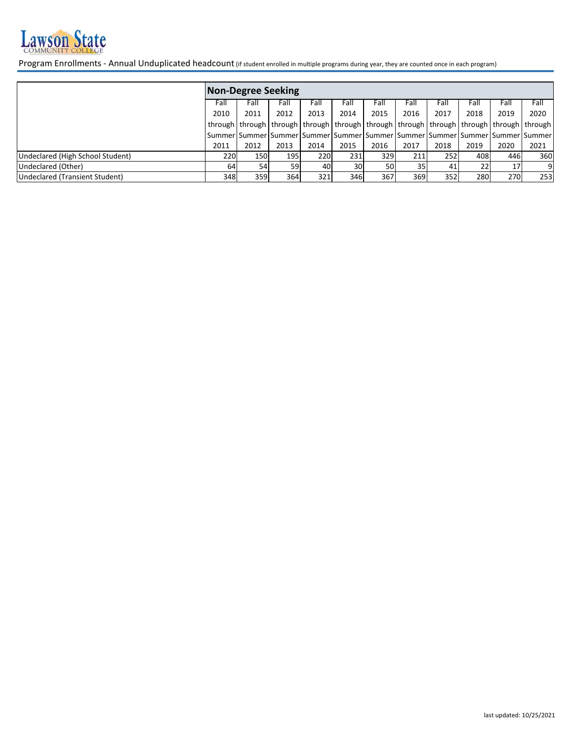Lawson State COMMUNITY COLLEGE

Program Enrollments - Annual Unduplicated headcount (if student enrolled in multiple programs during year, they are counted once in each program)

| | Non-Degree Seeking | | | | | | | | | | |
|---|---|---|---|---|---|---|---|---|---|---|---|
| | Fall 2010 through Summer 2011 | Fall 2011 through Summer 2012 | Fall 2012 through Summer 2013 | Fall 2013 through Summer 2014 | Fall 2014 through Summer 2015 | Fall 2015 through Summer 2016 | Fall 2016 through Summer 2017 | Fall 2017 through Summer 2018 | Fall 2018 through Summer 2019 | Fall 2019 through Summer 2020 | Fall 2020 through Summer 2021 |
| Undeclared (High School Student) | 220 | 150 | 195 | 220 | 231 | 329 | 211 | 252 | 408 | 446 | 360 |
| Undeclared (Other) | 64 | 54 | 59 | 40 | 30 | 50 | 35 | 41 | 22 | 17 | 9 |
| Undeclared (Transient Student) | 348 | 359 | 364 | 321 | 346 | 367 | 369 | 352 | 280 | 270 | 253 |

last updated: 10/25/2021